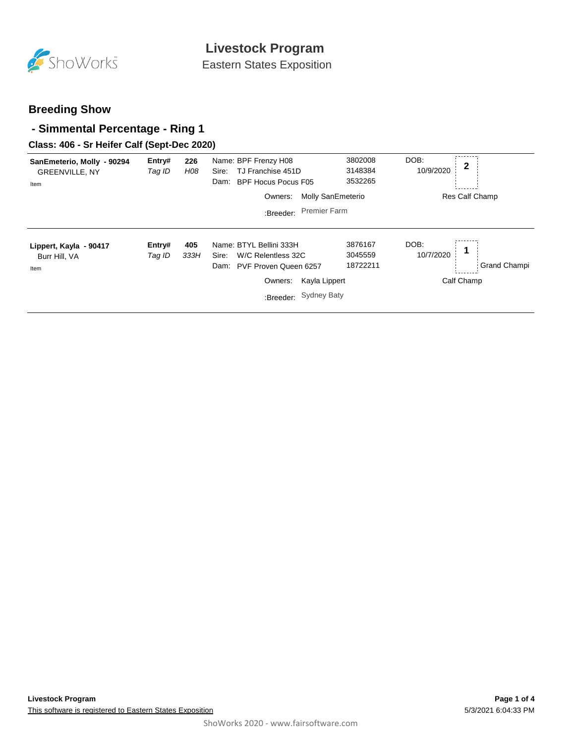# Livestock Program

Eastern States Exposition

## Breeding Show

## - Simmental Percentage - Ring 1

### Class: 406 - Sr Heifer Calf (Sept-Dec 2020)

**SanEmeterio, Molly - 90294**
GREENVILLE, NY
Item

**Entry#** 226
*Tag ID* *H08*

Name: BPF Frenzy H08 — 3802008
Sire: TJ Franchise 451D — 3148384
Dam: BPF Hocus Pocus F05 — 3532265

Owners: Molly SanEmeterio
:Breeder: Premier Farm

DOB: 10/9/2020

**2**

Res Calf Champ

---

**Lippert, Kayla - 90417**
Burr Hill, VA
Item

**Entry#** 405
*Tag ID* *333H*

Name: BTYL Bellini 333H — 3876167
Sire: W/C Relentless 32C — 3045559
Dam: PVF Proven Queen 6257 — 18722211

Owners: Kayla Lippert
:Breeder: Sydney Baty

DOB: 10/7/2020

**1**

Grand Champi
Calf Champ

---

This software is registered to Eastern States Exposition

5/3/2021 6:04:33 PM

ShoWorks 2020 - www.fairsoftware.com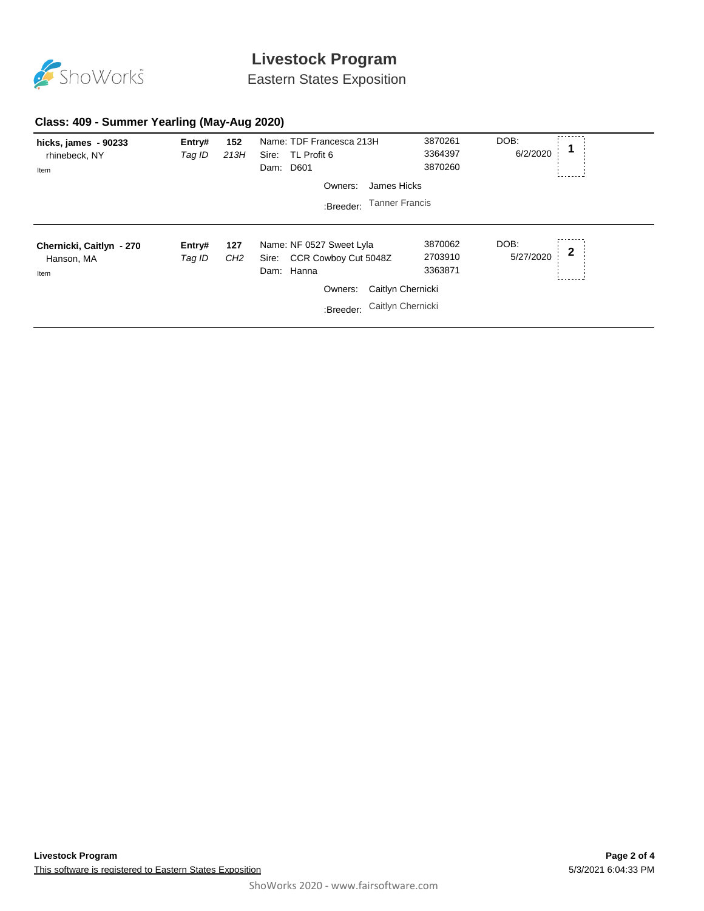# Livestock Program

## Eastern States Exposition

### Class: 409 - Summer Yearling (May-Aug 2020)

| Exhibitor | Entry# / Tag ID | | Animal | Reg # | DOB | Place |
|---|---|---|---|---|---|---|
| **hicks, james - 90233**<br>rhinebeck, NY<br>Item | **Entry#**<br>*Tag ID* | **152**<br>*213H* | Name: TDF Francesca 213H<br>Sire: TL Profit 6<br>Dam: D601<br>Owners: James Hicks<br>:Breeder: Tanner Francis | 3870261<br>3364397<br>3870260 | DOB:<br>6/2/2020 | **1** |
| **Chernicki, Caitlyn - 270**<br>Hanson, MA<br>Item | **Entry#**<br>*Tag ID* | **127**<br>*CH2* | Name: NF 0527 Sweet Lyla<br>Sire: CCR Cowboy Cut 5048Z<br>Dam: Hanna<br>Owners: Caitlyn Chernicki<br>:Breeder: Caitlyn Chernicki | 3870062<br>2703910<br>3363871 | DOB:<br>5/27/2020 | **2** |

**Livestock Program**

This software is registered to Eastern States Exposition

5/3/2021 6:04:33 PM

ShoWorks 2020 - www.fairsoftware.com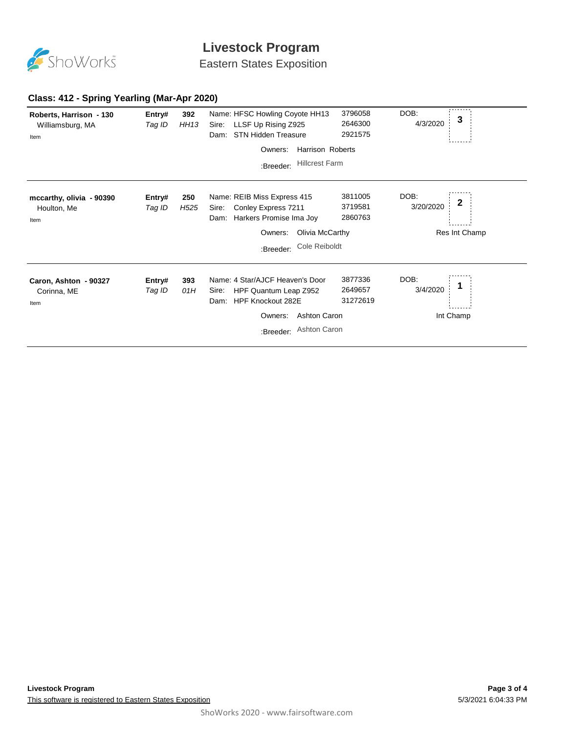# Livestock Program

Eastern States Exposition

## Class: 412 - Spring Yearling (Mar-Apr 2020)

**Roberts, Harrison - 130**
Williamsburg, MA
Item

**Entry#** 392 | *Tag ID* *HH13*

Name: HFSC Howling Coyote HH13 — 3796058
Sire: LLSF Up Rising Z925 — 2646300
Dam: STN Hidden Treasure — 2921575

Owners: Harrison Roberts
:Breeder: Hillcrest Farm

DOB: 4/3/2020

Placing: **3**

---

**mccarthy, olivia - 90390**
Houlton, Me
Item

**Entry#** 250 | *Tag ID* *H525*

Name: REIB Miss Express 415 — 3811005
Sire: Conley Express 7211 — 3719581
Dam: Harkers Promise Ima Joy — 2860763

Owners: Olivia McCarthy
:Breeder: Cole Reiboldt

DOB: 3/20/2020

Placing: **2**

Res Int Champ

---

**Caron, Ashton - 90327**
Corinna, ME
Item

**Entry#** 393 | *Tag ID* *01H*

Name: 4 Star/AJCF Heaven's Door — 3877336
Sire: HPF Quantum Leap Z952 — 2649657
Dam: HPF Knockout 282E — 31272619

Owners: Ashton Caron
:Breeder: Ashton Caron

DOB: 3/4/2020

Placing: **1**

Int Champ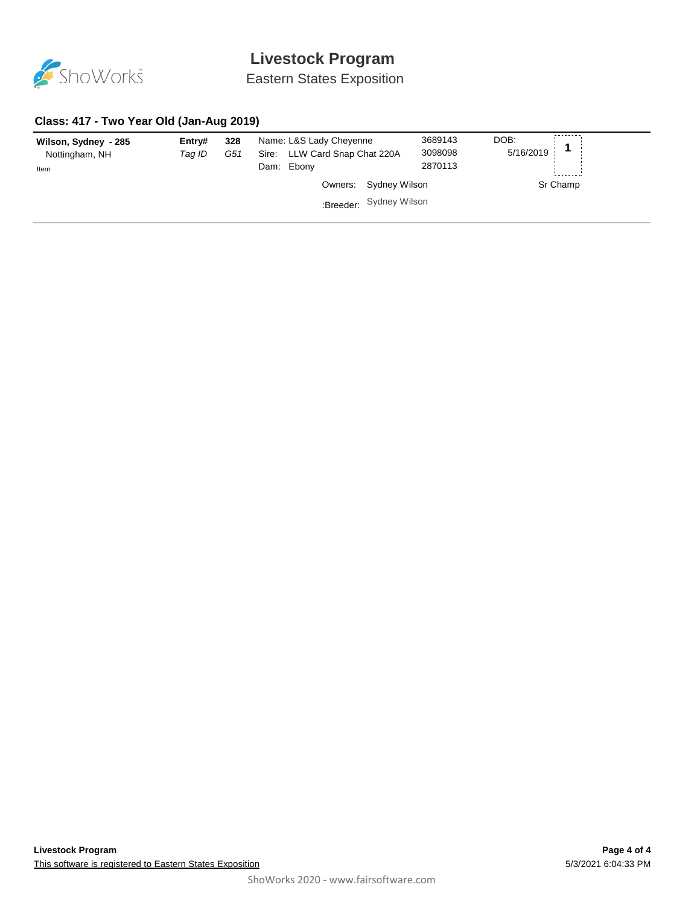# Livestock Program

Eastern States Exposition

### Class: 417 - Two Year Old (Jan-Aug 2019)

| | | | | | | |
|---|---|---|---|---|---|---|
| **Wilson, Sydney - 285** | **Entry#** | **328** | Name: L&S Lady Cheyenne | 3689143 | DOB: | **1** |
| Nottingham, NH | *Tag ID* | *G51* | Sire: LLW Card Snap Chat 220A | 3098098 | 5/16/2019 | |
| Item | | | Dam: Ebony | 2870113 | | |
| | | | Owners: Sydney Wilson | | | Sr Champ |
| | | | :Breeder: Sydney Wilson | | | |

**Livestock Program**

This software is registered to Eastern States Exposition

5/3/2021 6:04:33 PM

ShoWorks 2020 - www.fairsoftware.com